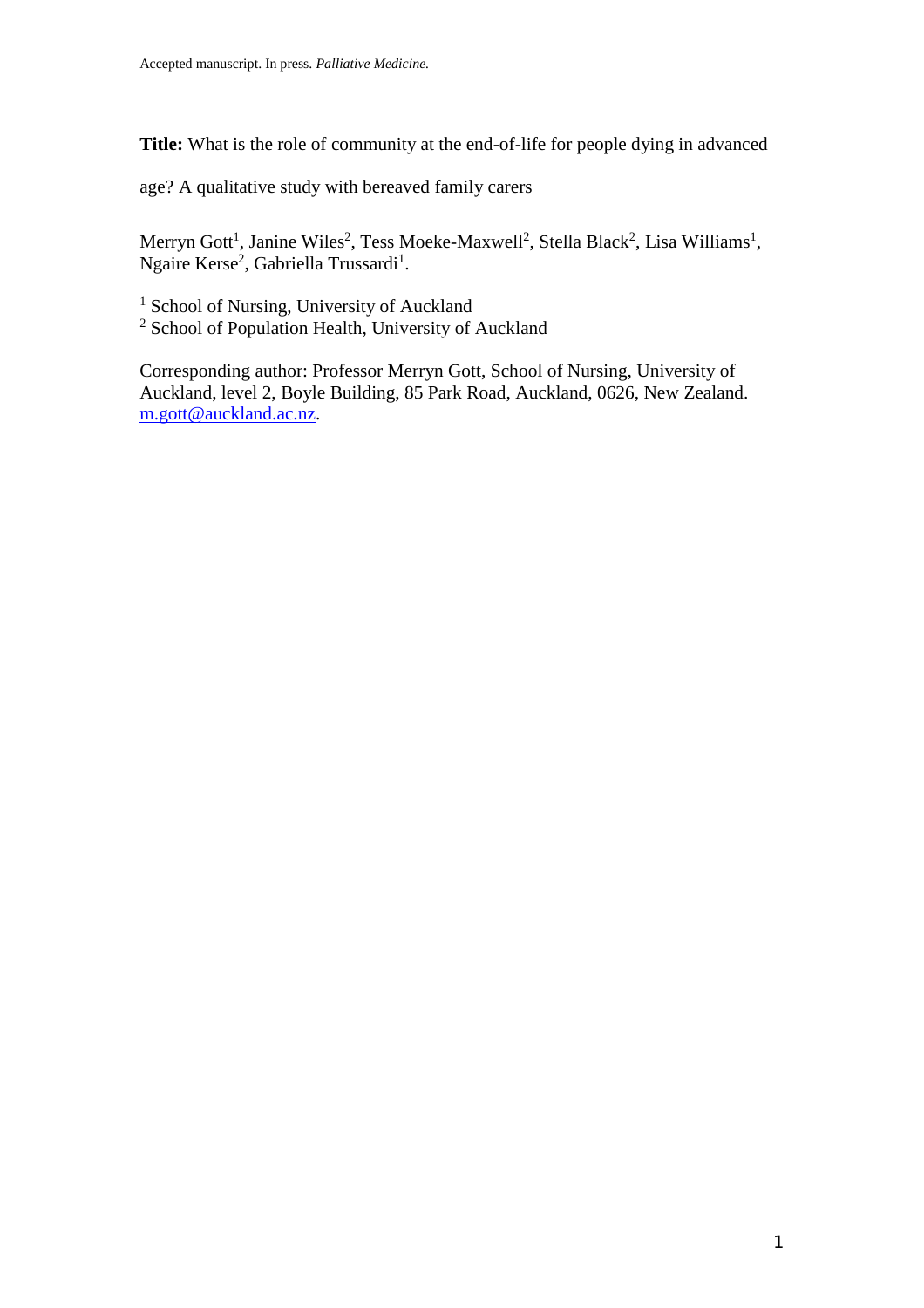Accepted manuscript. In press. *Palliative Medicine.*

**Title:** What is the role of community at the end-of-life for people dying in advanced age? A qualitative study with bereaved family carers

Merryn Gott[1], Janine Wiles[2], Tess Moeke-Maxwell[2], Stella Black[2], Lisa Williams[1], Ngaire Kerse[2], Gabriella Trussardi[1].

[1] School of Nursing, University of Auckland
[2] School of Population Health, University of Auckland

Corresponding author: Professor Merryn Gott, School of Nursing, University of Auckland, level 2, Boyle Building, 85 Park Road, Auckland, 0626, New Zealand. m.gott@auckland.ac.nz.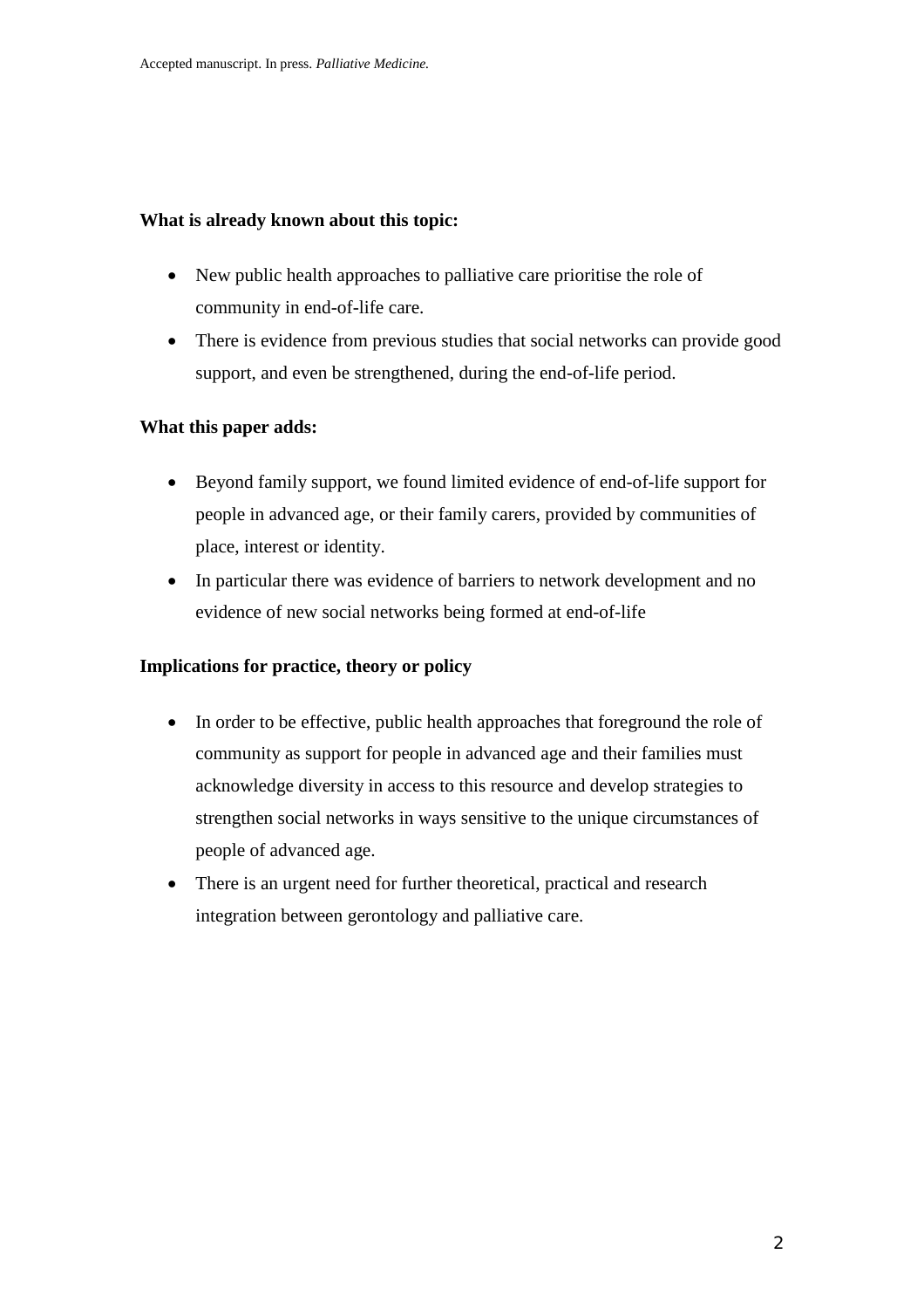**What is already known about this topic:**

- New public health approaches to palliative care prioritise the role of community in end-of-life care.
- There is evidence from previous studies that social networks can provide good support, and even be strengthened, during the end-of-life period.

**What this paper adds:**

- Beyond family support, we found limited evidence of end-of-life support for people in advanced age, or their family carers, provided by communities of place, interest or identity.
- In particular there was evidence of barriers to network development and no evidence of new social networks being formed at end-of-life

**Implications for practice, theory or policy**

- In order to be effective, public health approaches that foreground the role of community as support for people in advanced age and their families must acknowledge diversity in access to this resource and develop strategies to strengthen social networks in ways sensitive to the unique circumstances of people of advanced age.
- There is an urgent need for further theoretical, practical and research integration between gerontology and palliative care.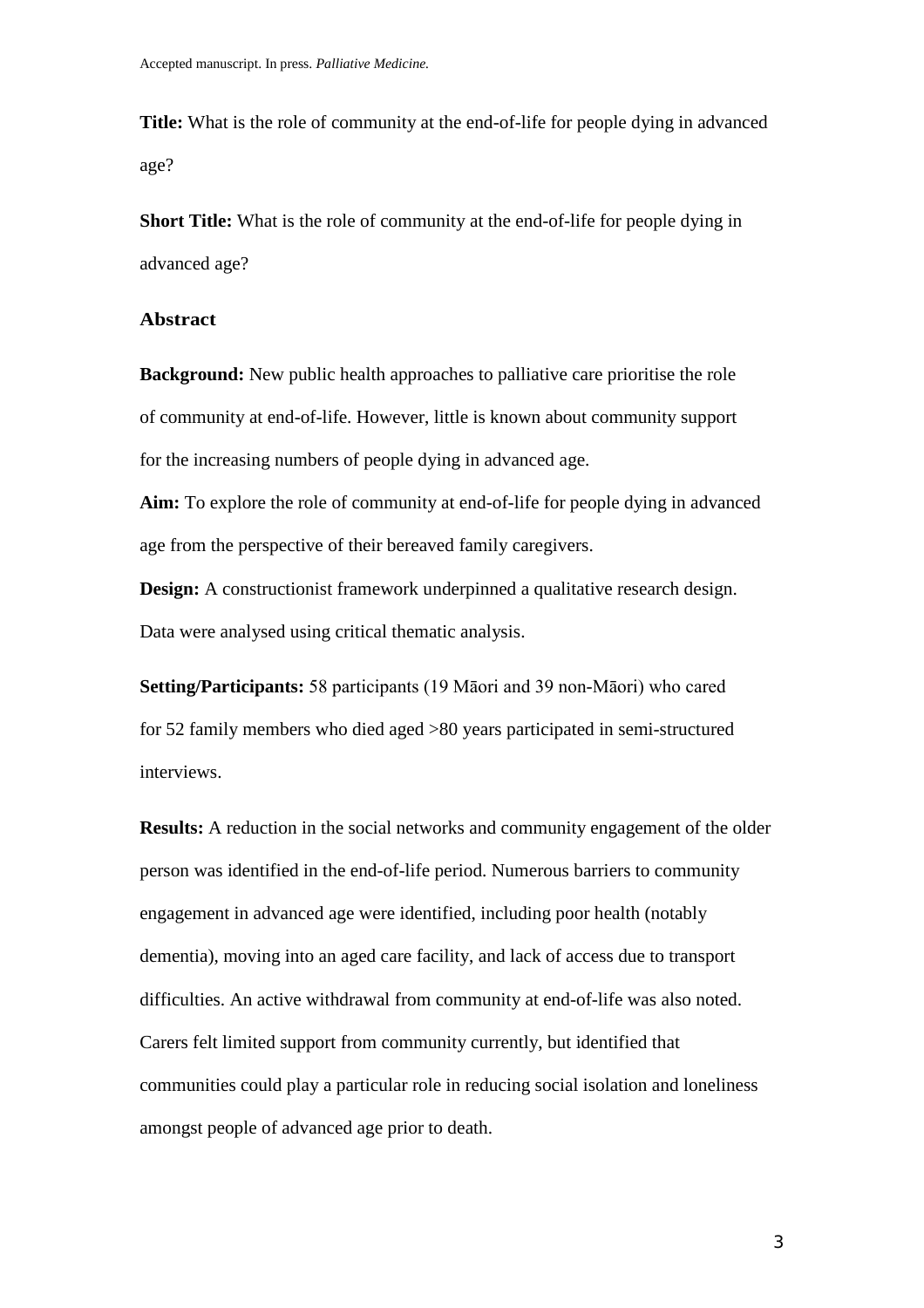**Title:** What is the role of community at the end-of-life for people dying in advanced age?

**Short Title:** What is the role of community at the end-of-life for people dying in advanced age?

## Abstract

**Background:** New public health approaches to palliative care prioritise the role of community at end-of-life. However, little is known about community support for the increasing numbers of people dying in advanced age.

**Aim:** To explore the role of community at end-of-life for people dying in advanced age from the perspective of their bereaved family caregivers.

**Design:** A constructionist framework underpinned a qualitative research design. Data were analysed using critical thematic analysis.

**Setting/Participants:** 58 participants (19 Māori and 39 non-Māori) who cared for 52 family members who died aged >80 years participated in semi-structured interviews.

**Results:** A reduction in the social networks and community engagement of the older person was identified in the end-of-life period. Numerous barriers to community engagement in advanced age were identified, including poor health (notably dementia), moving into an aged care facility, and lack of access due to transport difficulties. An active withdrawal from community at end-of-life was also noted. Carers felt limited support from community currently, but identified that communities could play a particular role in reducing social isolation and loneliness amongst people of advanced age prior to death.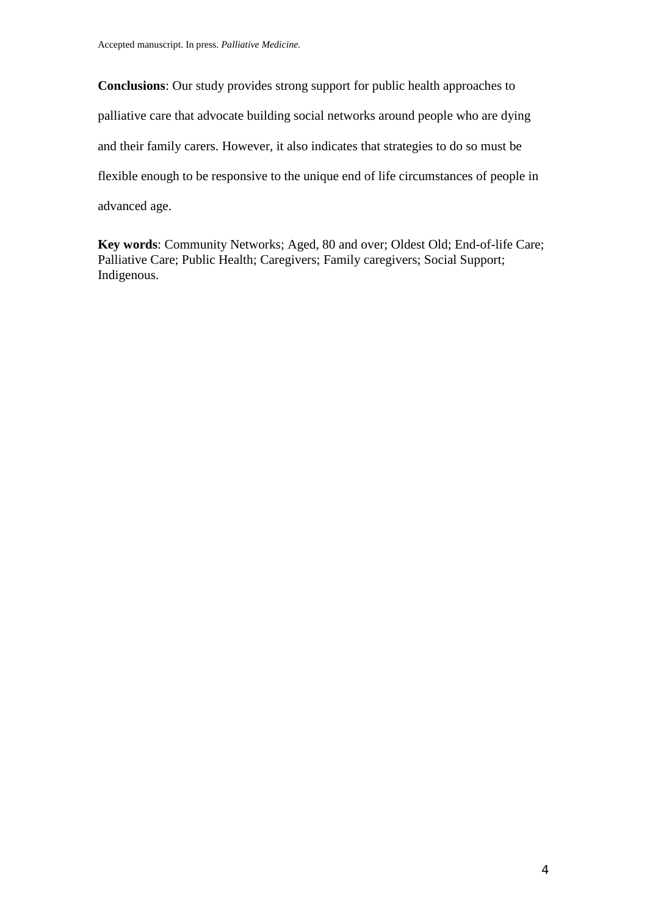**Conclusions**: Our study provides strong support for public health approaches to palliative care that advocate building social networks around people who are dying and their family carers. However, it also indicates that strategies to do so must be flexible enough to be responsive to the unique end of life circumstances of people in advanced age.

**Key words**: Community Networks; Aged, 80 and over; Oldest Old; End-of-life Care; Palliative Care; Public Health; Caregivers; Family caregivers; Social Support; Indigenous.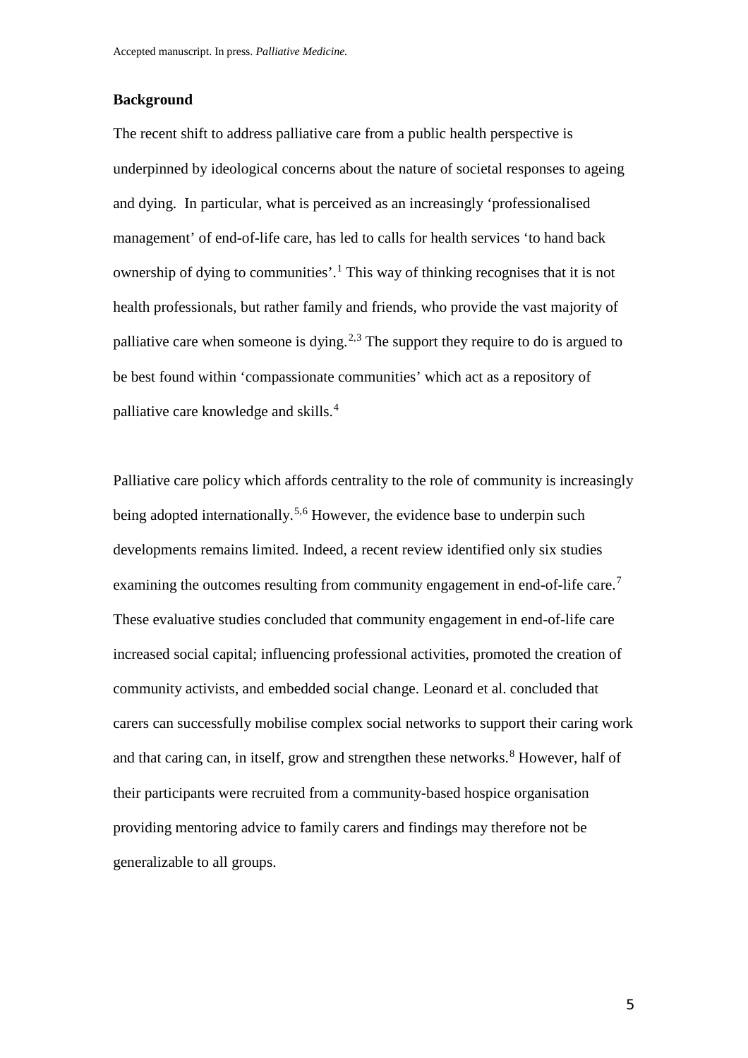## Background

The recent shift to address palliative care from a public health perspective is underpinned by ideological concerns about the nature of societal responses to ageing and dying. In particular, what is perceived as an increasingly 'professionalised management' of end-of-life care, has led to calls for health services 'to hand back ownership of dying to communities'.[1] This way of thinking recognises that it is not health professionals, but rather family and friends, who provide the vast majority of palliative care when someone is dying.[2,3] The support they require to do is argued to be best found within 'compassionate communities' which act as a repository of palliative care knowledge and skills.[4]

Palliative care policy which affords centrality to the role of community is increasingly being adopted internationally.[5,6] However, the evidence base to underpin such developments remains limited. Indeed, a recent review identified only six studies examining the outcomes resulting from community engagement in end-of-life care.[7] These evaluative studies concluded that community engagement in end-of-life care increased social capital; influencing professional activities, promoted the creation of community activists, and embedded social change. Leonard et al. concluded that carers can successfully mobilise complex social networks to support their caring work and that caring can, in itself, grow and strengthen these networks.[8] However, half of their participants were recruited from a community-based hospice organisation providing mentoring advice to family carers and findings may therefore not be generalizable to all groups.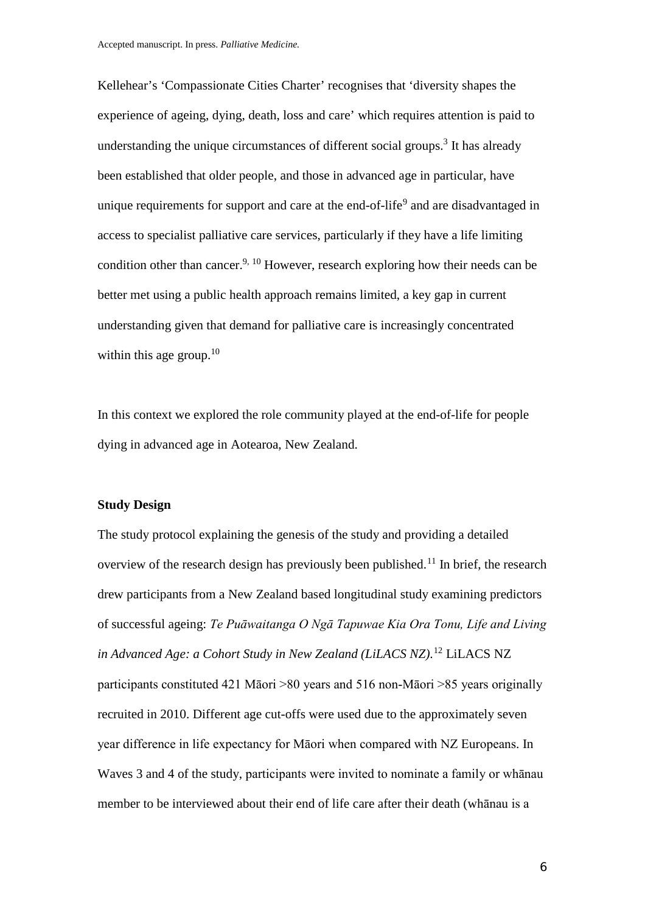Kellehear's 'Compassionate Cities Charter' recognises that 'diversity shapes the experience of ageing, dying, death, loss and care' which requires attention is paid to understanding the unique circumstances of different social groups.[3] It has already been established that older people, and those in advanced age in particular, have unique requirements for support and care at the end-of-life[9] and are disadvantaged in access to specialist palliative care services, particularly if they have a life limiting condition other than cancer.[9, 10] However, research exploring how their needs can be better met using a public health approach remains limited, a key gap in current understanding given that demand for palliative care is increasingly concentrated within this age group.[10]

In this context we explored the role community played at the end-of-life for people dying in advanced age in Aotearoa, New Zealand.

**Study Design**

The study protocol explaining the genesis of the study and providing a detailed overview of the research design has previously been published.[11] In brief, the research drew participants from a New Zealand based longitudinal study examining predictors of successful ageing: *Te Puāwaitanga O Ngā Tapuwae Kia Ora Tonu, Life and Living in Advanced Age: a Cohort Study in New Zealand (LiLACS NZ).*[12] LiLACS NZ participants constituted 421 Māori >80 years and 516 non-Māori >85 years originally recruited in 2010. Different age cut-offs were used due to the approximately seven year difference in life expectancy for Māori when compared with NZ Europeans. In Waves 3 and 4 of the study, participants were invited to nominate a family or whānau member to be interviewed about their end of life care after their death (whānau is a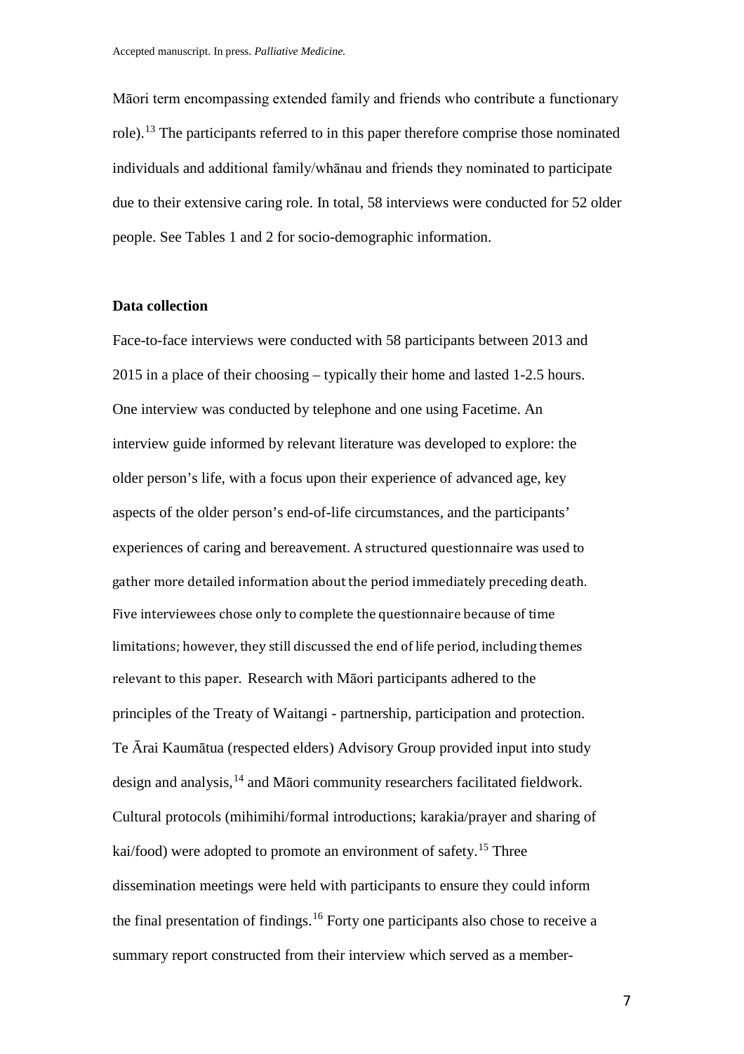Māori term encompassing extended family and friends who contribute a functionary role).[13] The participants referred to in this paper therefore comprise those nominated individuals and additional family/whānau and friends they nominated to participate due to their extensive caring role. In total, 58 interviews were conducted for 52 older people. See Tables 1 and 2 for socio-demographic information.

### Data collection

Face-to-face interviews were conducted with 58 participants between 2013 and 2015 in a place of their choosing – typically their home and lasted 1-2.5 hours. One interview was conducted by telephone and one using Facetime. An interview guide informed by relevant literature was developed to explore: the older person's life, with a focus upon their experience of advanced age, key aspects of the older person's end-of-life circumstances, and the participants' experiences of caring and bereavement. A structured questionnaire was used to gather more detailed information about the period immediately preceding death. Five interviewees chose only to complete the questionnaire because of time limitations; however, they still discussed the end of life period, including themes relevant to this paper. Research with Māori participants adhered to the principles of the Treaty of Waitangi - partnership, participation and protection. Te Ārai Kaumātua (respected elders) Advisory Group provided input into study design and analysis,[14] and Māori community researchers facilitated fieldwork. Cultural protocols (mihimihi/formal introductions; karakia/prayer and sharing of kai/food) were adopted to promote an environment of safety.[15] Three dissemination meetings were held with participants to ensure they could inform the final presentation of findings.[16] Forty one participants also chose to receive a summary report constructed from their interview which served as a member-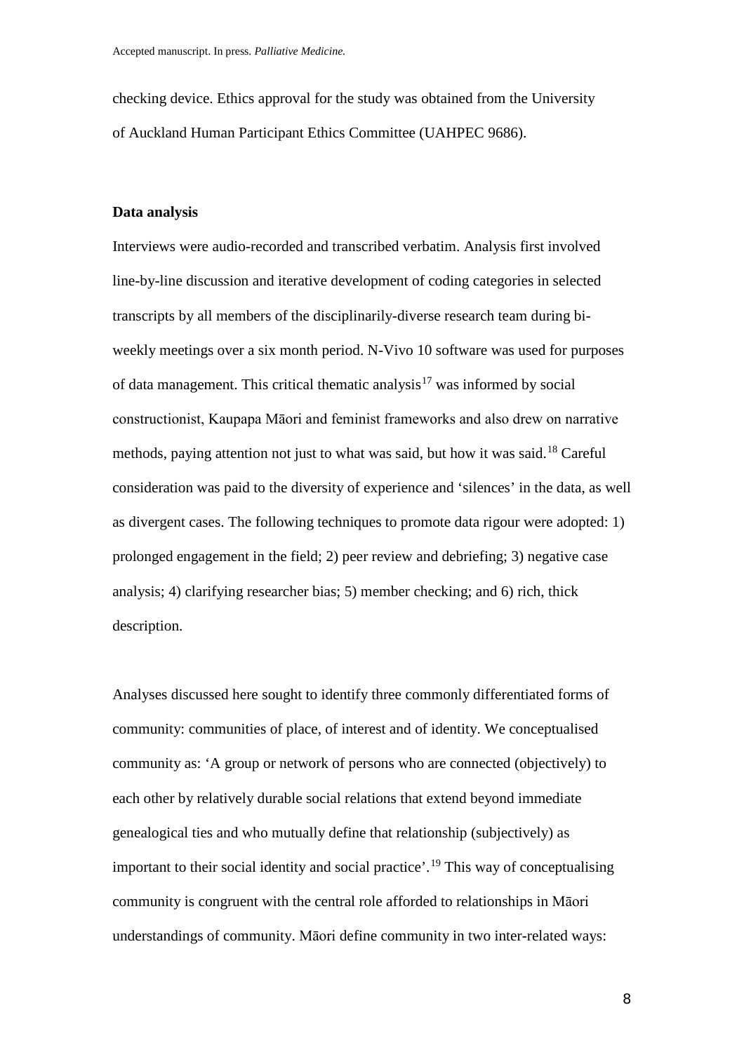checking device. Ethics approval for the study was obtained from the University of Auckland Human Participant Ethics Committee (UAHPEC 9686).

**Data analysis**

Interviews were audio-recorded and transcribed verbatim. Analysis first involved line-by-line discussion and iterative development of coding categories in selected transcripts by all members of the disciplinarily-diverse research team during bi-weekly meetings over a six month period. N-Vivo 10 software was used for purposes of data management. This critical thematic analysis[17] was informed by social constructionist, Kaupapa Māori and feminist frameworks and also drew on narrative methods, paying attention not just to what was said, but how it was said.[18] Careful consideration was paid to the diversity of experience and 'silences' in the data, as well as divergent cases. The following techniques to promote data rigour were adopted: 1) prolonged engagement in the field; 2) peer review and debriefing; 3) negative case analysis; 4) clarifying researcher bias; 5) member checking; and 6) rich, thick description.

Analyses discussed here sought to identify three commonly differentiated forms of community: communities of place, of interest and of identity. We conceptualised community as: 'A group or network of persons who are connected (objectively) to each other by relatively durable social relations that extend beyond immediate genealogical ties and who mutually define that relationship (subjectively) as important to their social identity and social practice'.[19] This way of conceptualising community is congruent with the central role afforded to relationships in Māori understandings of community. Māori define community in two inter-related ways: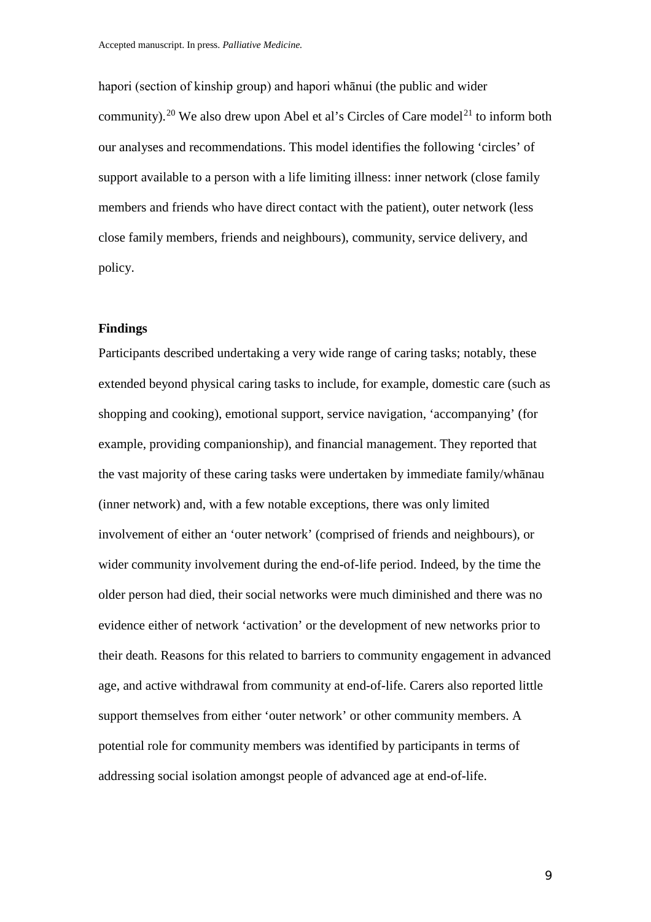hapori (section of kinship group) and hapori whānui (the public and wider community).[20] We also drew upon Abel et al's Circles of Care model[21] to inform both our analyses and recommendations. This model identifies the following 'circles' of support available to a person with a life limiting illness: inner network (close family members and friends who have direct contact with the patient), outer network (less close family members, friends and neighbours), community, service delivery, and policy.

## Findings

Participants described undertaking a very wide range of caring tasks; notably, these extended beyond physical caring tasks to include, for example, domestic care (such as shopping and cooking), emotional support, service navigation, 'accompanying' (for example, providing companionship), and financial management. They reported that the vast majority of these caring tasks were undertaken by immediate family/whānau (inner network) and, with a few notable exceptions, there was only limited involvement of either an 'outer network' (comprised of friends and neighbours), or wider community involvement during the end-of-life period. Indeed, by the time the older person had died, their social networks were much diminished and there was no evidence either of network 'activation' or the development of new networks prior to their death. Reasons for this related to barriers to community engagement in advanced age, and active withdrawal from community at end-of-life. Carers also reported little support themselves from either 'outer network' or other community members. A potential role for community members was identified by participants in terms of addressing social isolation amongst people of advanced age at end-of-life.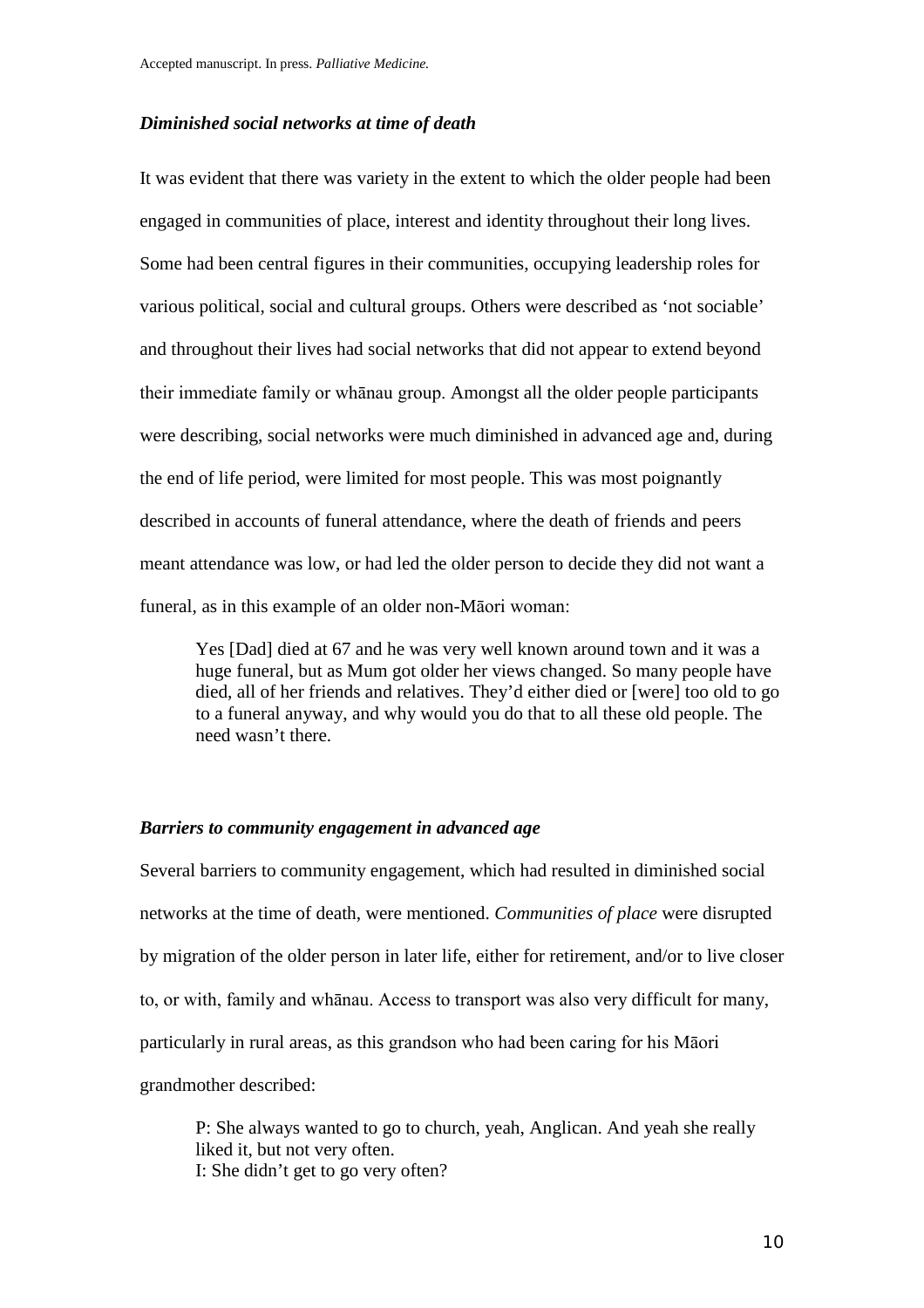### *Diminished social networks at time of death*

It was evident that there was variety in the extent to which the older people had been engaged in communities of place, interest and identity throughout their long lives. Some had been central figures in their communities, occupying leadership roles for various political, social and cultural groups. Others were described as 'not sociable' and throughout their lives had social networks that did not appear to extend beyond their immediate family or whānau group. Amongst all the older people participants were describing, social networks were much diminished in advanced age and, during the end of life period, were limited for most people. This was most poignantly described in accounts of funeral attendance, where the death of friends and peers meant attendance was low, or had led the older person to decide they did not want a funeral, as in this example of an older non-Māori woman:

> Yes [Dad] died at 67 and he was very well known around town and it was a huge funeral, but as Mum got older her views changed. So many people have died, all of her friends and relatives. They'd either died or [were] too old to go to a funeral anyway, and why would you do that to all these old people. The need wasn't there.

### *Barriers to community engagement in advanced age*

Several barriers to community engagement, which had resulted in diminished social networks at the time of death, were mentioned. *Communities of place* were disrupted by migration of the older person in later life, either for retirement, and/or to live closer to, or with, family and whānau. Access to transport was also very difficult for many, particularly in rural areas, as this grandson who had been caring for his Māori grandmother described:

> P: She always wanted to go to church, yeah, Anglican. And yeah she really liked it, but not very often.
> I: She didn't get to go very often?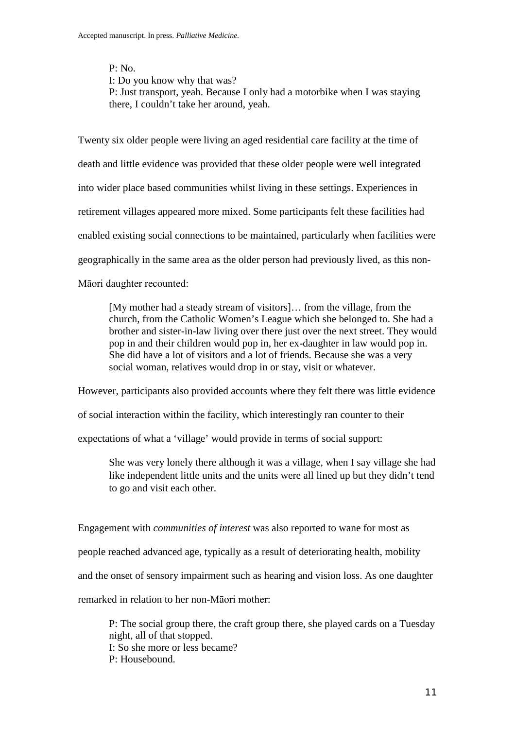> P: No.
> I: Do you know why that was?
> P: Just transport, yeah. Because I only had a motorbike when I was staying there, I couldn't take her around, yeah.

Twenty six older people were living an aged residential care facility at the time of death and little evidence was provided that these older people were well integrated into wider place based communities whilst living in these settings. Experiences in retirement villages appeared more mixed. Some participants felt these facilities had enabled existing social connections to be maintained, particularly when facilities were geographically in the same area as the older person had previously lived, as this non-Māori daughter recounted:

> [My mother had a steady stream of visitors]… from the village, from the church, from the Catholic Women's League which she belonged to. She had a brother and sister-in-law living over there just over the next street. They would pop in and their children would pop in, her ex-daughter in law would pop in. She did have a lot of visitors and a lot of friends. Because she was a very social woman, relatives would drop in or stay, visit or whatever.

However, participants also provided accounts where they felt there was little evidence of social interaction within the facility, which interestingly ran counter to their expectations of what a 'village' would provide in terms of social support:

> She was very lonely there although it was a village, when I say village she had like independent little units and the units were all lined up but they didn't tend to go and visit each other.

Engagement with *communities of interest* was also reported to wane for most as people reached advanced age, typically as a result of deteriorating health, mobility and the onset of sensory impairment such as hearing and vision loss. As one daughter remarked in relation to her non-Māori mother:

> P: The social group there, the craft group there, she played cards on a Tuesday night, all of that stopped.
> I: So she more or less became?
> P: Housebound.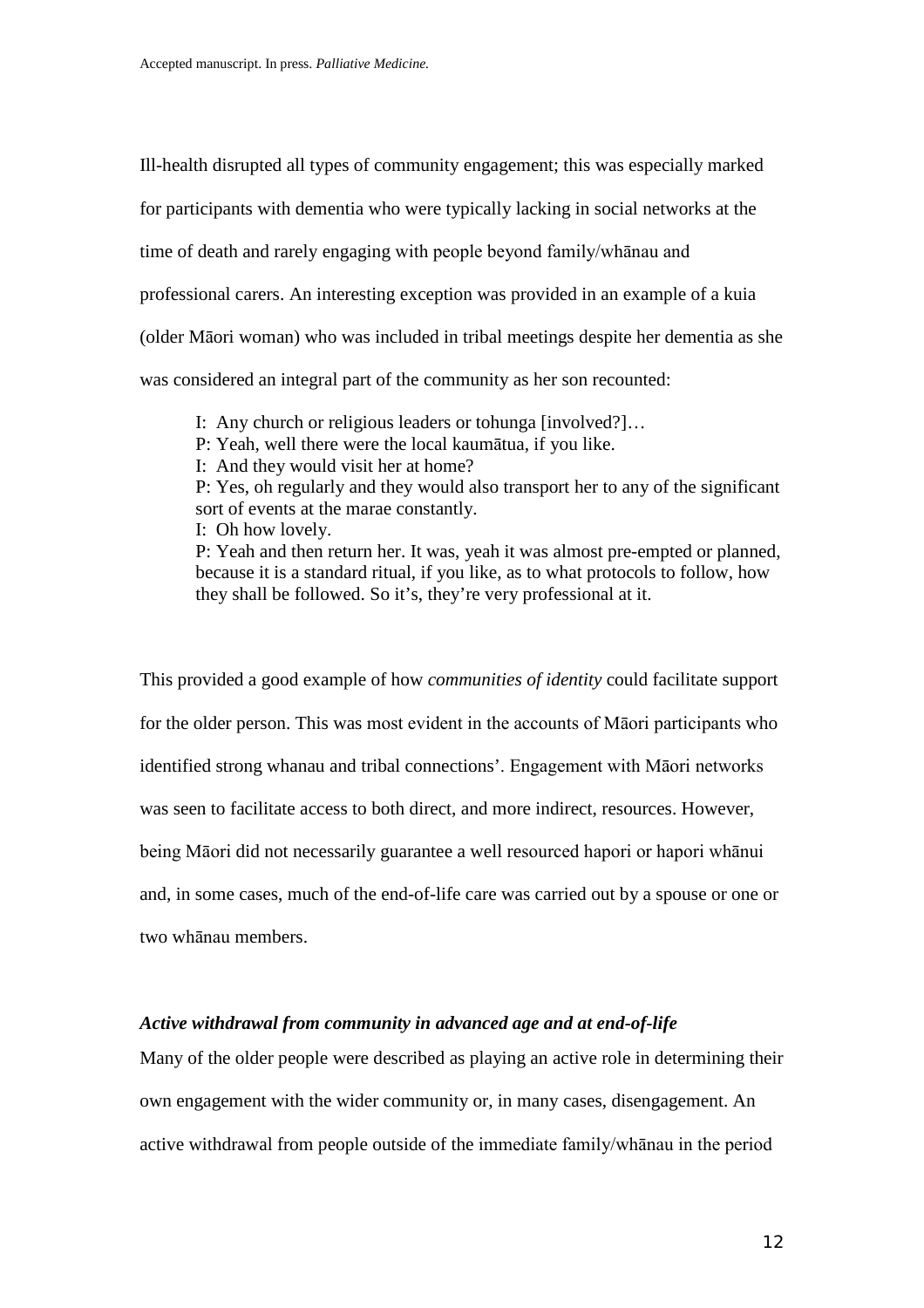Ill-health disrupted all types of community engagement; this was especially marked for participants with dementia who were typically lacking in social networks at the time of death and rarely engaging with people beyond family/whānau and professional carers. An interesting exception was provided in an example of a kuia (older Māori woman) who was included in tribal meetings despite her dementia as she was considered an integral part of the community as her son recounted:

> I: Any church or religious leaders or tohunga [involved?]…
> P: Yeah, well there were the local kaumātua, if you like.
> I: And they would visit her at home?
> P: Yes, oh regularly and they would also transport her to any of the significant sort of events at the marae constantly.
> I: Oh how lovely.
> P: Yeah and then return her. It was, yeah it was almost pre-empted or planned, because it is a standard ritual, if you like, as to what protocols to follow, how they shall be followed. So it's, they're very professional at it.

This provided a good example of how *communities of identity* could facilitate support for the older person. This was most evident in the accounts of Māori participants who identified strong whanau and tribal connections'. Engagement with Māori networks was seen to facilitate access to both direct, and more indirect, resources. However, being Māori did not necessarily guarantee a well resourced hapori or hapori whānui and, in some cases, much of the end-of-life care was carried out by a spouse or one or two whānau members.

### *Active withdrawal from community in advanced age and at end-of-life*

Many of the older people were described as playing an active role in determining their own engagement with the wider community or, in many cases, disengagement. An active withdrawal from people outside of the immediate family/whānau in the period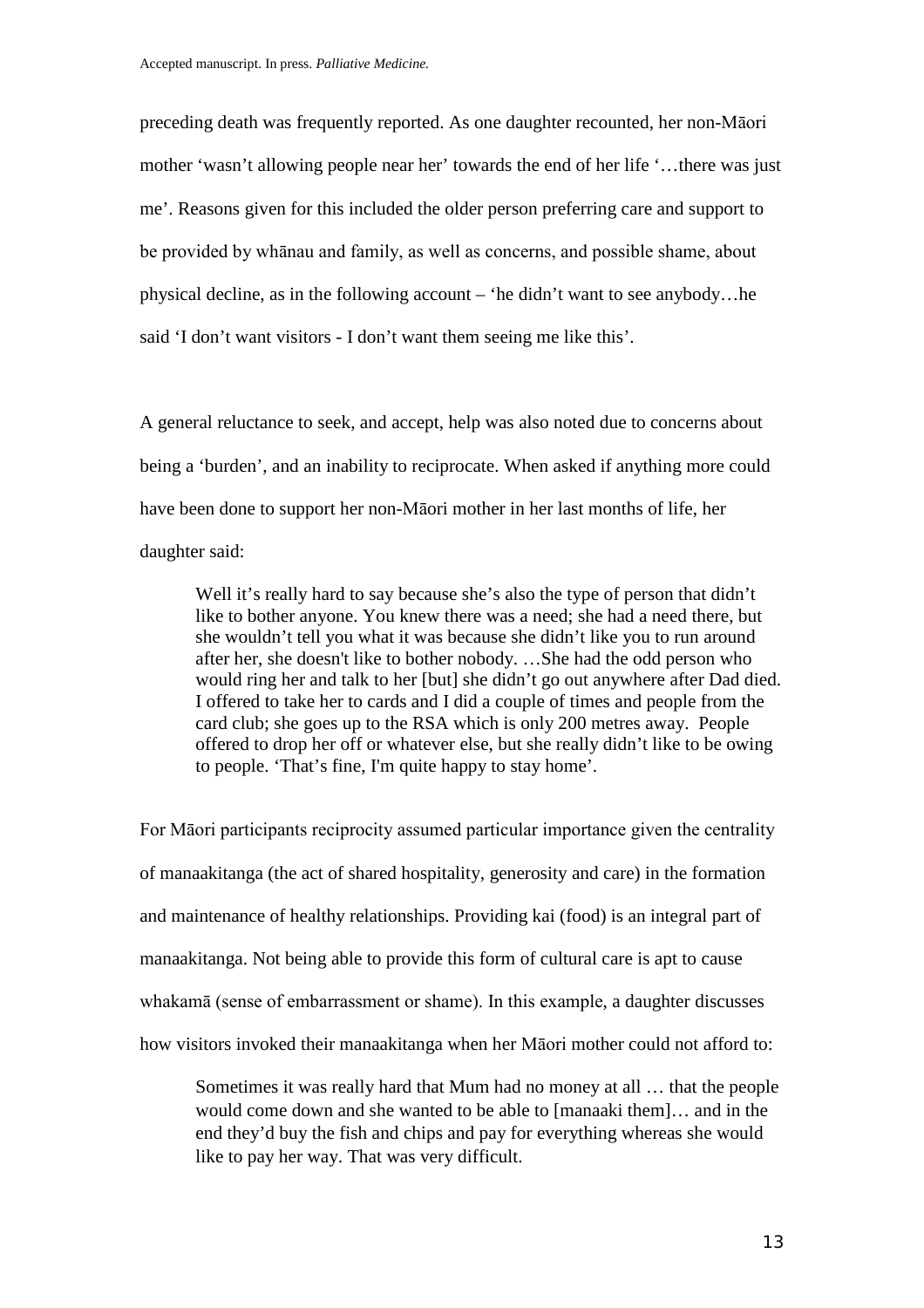preceding death was frequently reported. As one daughter recounted, her non-Māori mother 'wasn't allowing people near her' towards the end of her life '…there was just me'. Reasons given for this included the older person preferring care and support to be provided by whānau and family, as well as concerns, and possible shame, about physical decline, as in the following account – 'he didn't want to see anybody…he said 'I don't want visitors - I don't want them seeing me like this'.

A general reluctance to seek, and accept, help was also noted due to concerns about being a 'burden', and an inability to reciprocate. When asked if anything more could have been done to support her non-Māori mother in her last months of life, her daughter said:

> Well it's really hard to say because she's also the type of person that didn't like to bother anyone. You knew there was a need; she had a need there, but she wouldn't tell you what it was because she didn't like you to run around after her, she doesn't like to bother nobody. …She had the odd person who would ring her and talk to her [but] she didn't go out anywhere after Dad died. I offered to take her to cards and I did a couple of times and people from the card club; she goes up to the RSA which is only 200 metres away. People offered to drop her off or whatever else, but she really didn't like to be owing to people. 'That's fine, I'm quite happy to stay home'.

For Māori participants reciprocity assumed particular importance given the centrality of manaakitanga (the act of shared hospitality, generosity and care) in the formation and maintenance of healthy relationships. Providing kai (food) is an integral part of manaakitanga. Not being able to provide this form of cultural care is apt to cause whakamā (sense of embarrassment or shame). In this example, a daughter discusses how visitors invoked their manaakitanga when her Māori mother could not afford to:

> Sometimes it was really hard that Mum had no money at all … that the people would come down and she wanted to be able to [manaaki them]… and in the end they'd buy the fish and chips and pay for everything whereas she would like to pay her way. That was very difficult.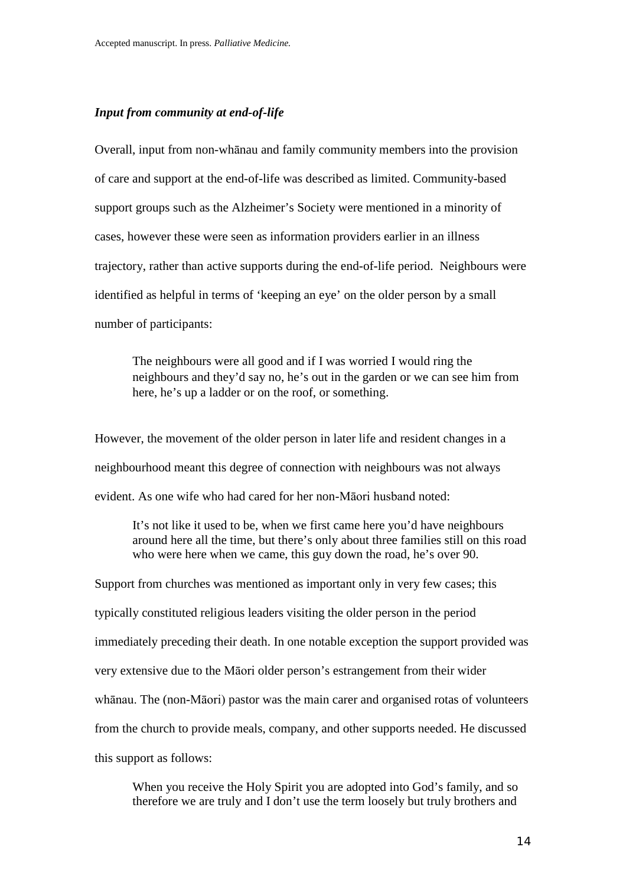***Input from community at end-of-life***

Overall, input from non-whānau and family community members into the provision of care and support at the end-of-life was described as limited. Community-based support groups such as the Alzheimer's Society were mentioned in a minority of cases, however these were seen as information providers earlier in an illness trajectory, rather than active supports during the end-of-life period. Neighbours were identified as helpful in terms of 'keeping an eye' on the older person by a small number of participants:

> The neighbours were all good and if I was worried I would ring the neighbours and they'd say no, he's out in the garden or we can see him from here, he's up a ladder or on the roof, or something.

However, the movement of the older person in later life and resident changes in a neighbourhood meant this degree of connection with neighbours was not always evident. As one wife who had cared for her non-Māori husband noted:

> It's not like it used to be, when we first came here you'd have neighbours around here all the time, but there's only about three families still on this road who were here when we came, this guy down the road, he's over 90.

Support from churches was mentioned as important only in very few cases; this typically constituted religious leaders visiting the older person in the period immediately preceding their death. In one notable exception the support provided was very extensive due to the Māori older person's estrangement from their wider whānau. The (non-Māori) pastor was the main carer and organised rotas of volunteers from the church to provide meals, company, and other supports needed. He discussed this support as follows:

> When you receive the Holy Spirit you are adopted into God's family, and so therefore we are truly and I don't use the term loosely but truly brothers and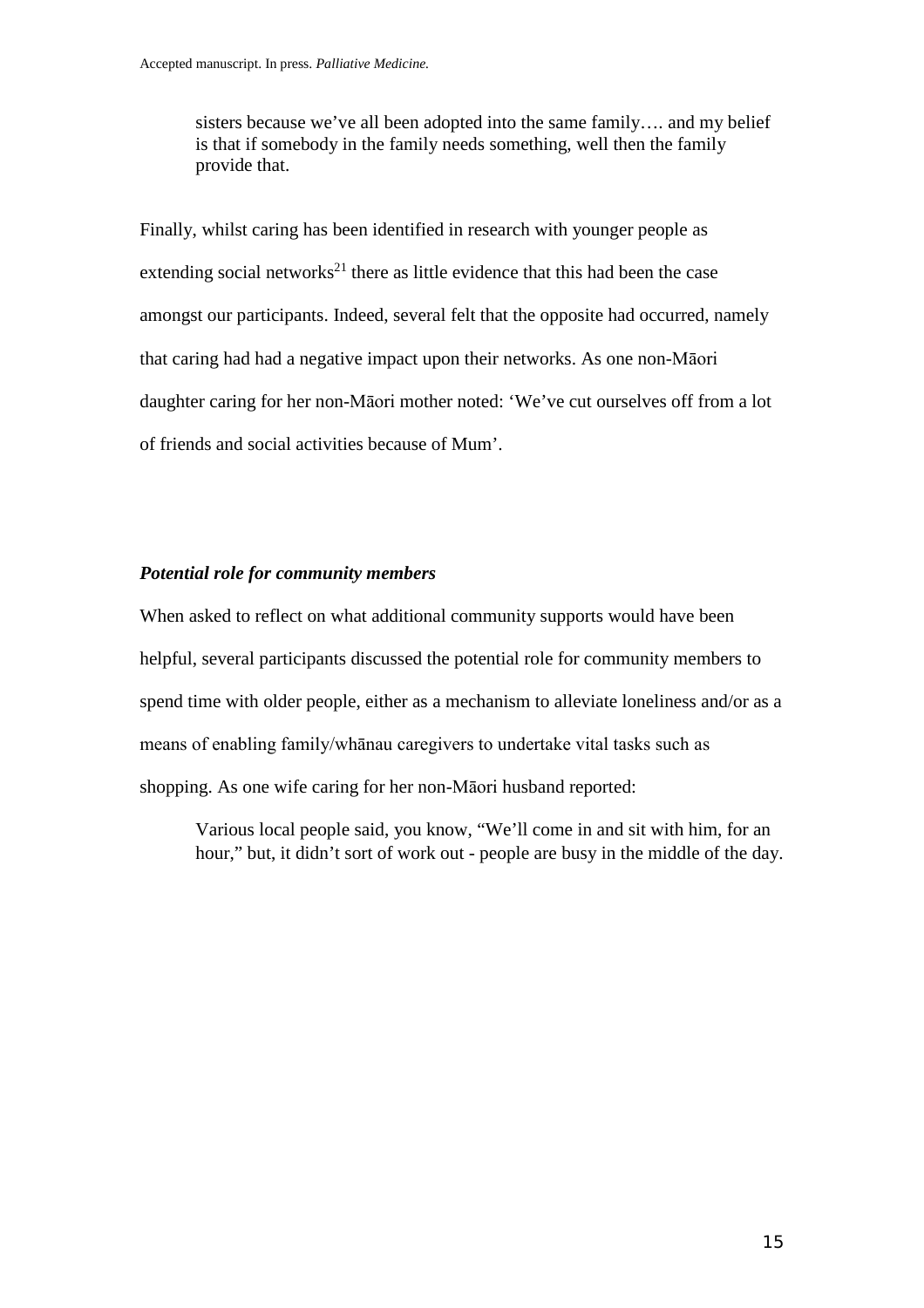> sisters because we've all been adopted into the same family…. and my belief is that if somebody in the family needs something, well then the family provide that.

Finally, whilst caring has been identified in research with younger people as extending social networks[21] there as little evidence that this had been the case amongst our participants. Indeed, several felt that the opposite had occurred, namely that caring had had a negative impact upon their networks. As one non-Māori daughter caring for her non-Māori mother noted: 'We've cut ourselves off from a lot of friends and social activities because of Mum'.

### *Potential role for community members*

When asked to reflect on what additional community supports would have been helpful, several participants discussed the potential role for community members to spend time with older people, either as a mechanism to alleviate loneliness and/or as a means of enabling family/whānau caregivers to undertake vital tasks such as shopping. As one wife caring for her non-Māori husband reported:

> Various local people said, you know, "We'll come in and sit with him, for an hour," but, it didn't sort of work out - people are busy in the middle of the day.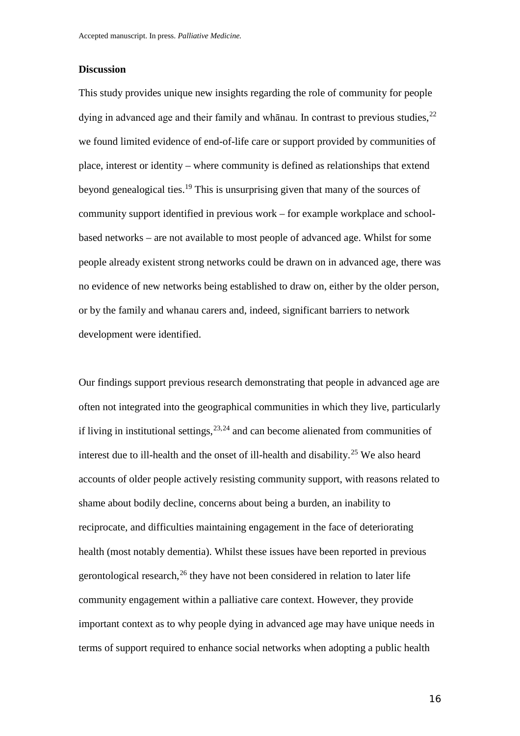**Discussion**

This study provides unique new insights regarding the role of community for people dying in advanced age and their family and whānau. In contrast to previous studies,[22] we found limited evidence of end-of-life care or support provided by communities of place, interest or identity – where community is defined as relationships that extend beyond genealogical ties.[19] This is unsurprising given that many of the sources of community support identified in previous work – for example workplace and school-based networks – are not available to most people of advanced age. Whilst for some people already existent strong networks could be drawn on in advanced age, there was no evidence of new networks being established to draw on, either by the older person, or by the family and whanau carers and, indeed, significant barriers to network development were identified.

Our findings support previous research demonstrating that people in advanced age are often not integrated into the geographical communities in which they live, particularly if living in institutional settings,[23,24] and can become alienated from communities of interest due to ill-health and the onset of ill-health and disability.[25] We also heard accounts of older people actively resisting community support, with reasons related to shame about bodily decline, concerns about being a burden, an inability to reciprocate, and difficulties maintaining engagement in the face of deteriorating health (most notably dementia). Whilst these issues have been reported in previous gerontological research,[26] they have not been considered in relation to later life community engagement within a palliative care context. However, they provide important context as to why people dying in advanced age may have unique needs in terms of support required to enhance social networks when adopting a public health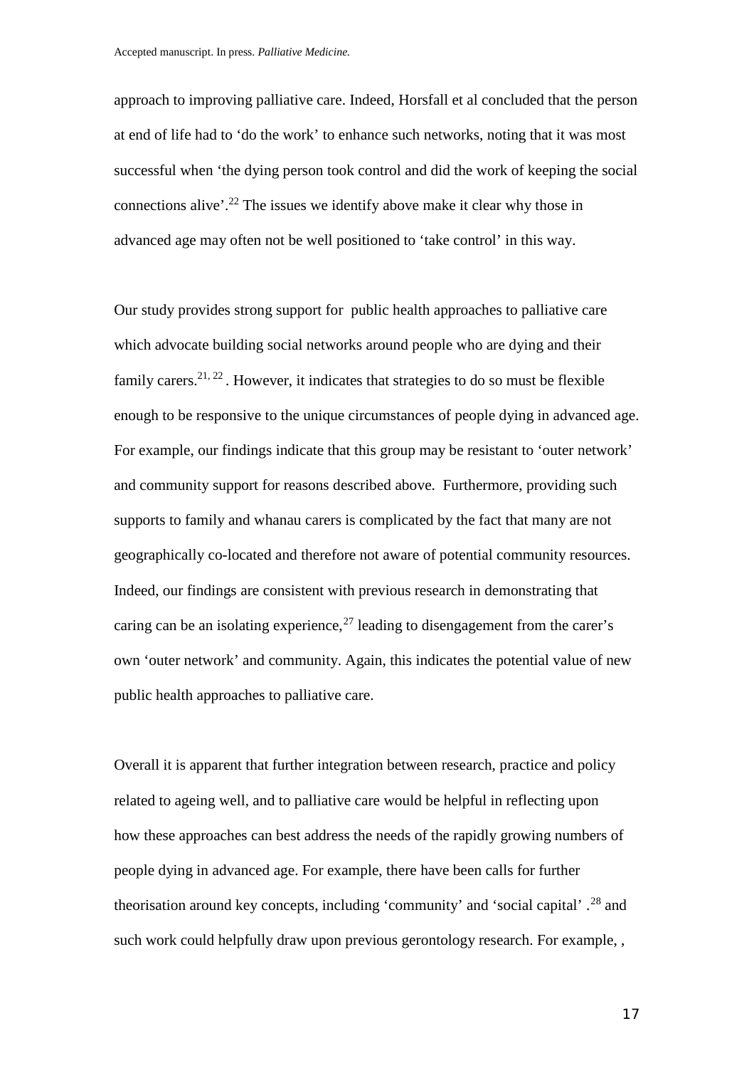approach to improving palliative care. Indeed, Horsfall et al concluded that the person at end of life had to 'do the work' to enhance such networks, noting that it was most successful when 'the dying person took control and did the work of keeping the social connections alive'.[22] The issues we identify above make it clear why those in advanced age may often not be well positioned to 'take control' in this way.

Our study provides strong support for public health approaches to palliative care which advocate building social networks around people who are dying and their family carers.[21, 22] . However, it indicates that strategies to do so must be flexible enough to be responsive to the unique circumstances of people dying in advanced age. For example, our findings indicate that this group may be resistant to 'outer network' and community support for reasons described above. Furthermore, providing such supports to family and whanau carers is complicated by the fact that many are not geographically co-located and therefore not aware of potential community resources. Indeed, our findings are consistent with previous research in demonstrating that caring can be an isolating experience,[27] leading to disengagement from the carer's own 'outer network' and community. Again, this indicates the potential value of new public health approaches to palliative care.

Overall it is apparent that further integration between research, practice and policy related to ageing well, and to palliative care would be helpful in reflecting upon how these approaches can best address the needs of the rapidly growing numbers of people dying in advanced age. For example, there have been calls for further theorisation around key concepts, including 'community' and 'social capital' .[28] and such work could helpfully draw upon previous gerontology research. For example, ,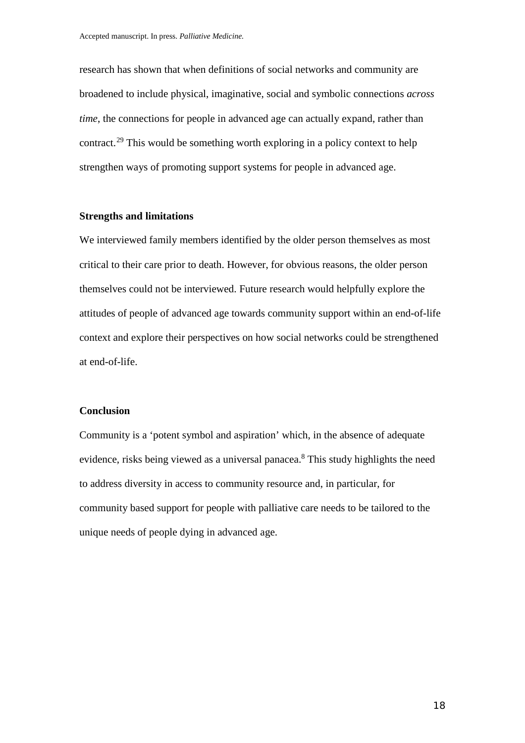research has shown that when definitions of social networks and community are broadened to include physical, imaginative, social and symbolic connections *across time*, the connections for people in advanced age can actually expand, rather than contract.[29] This would be something worth exploring in a policy context to help strengthen ways of promoting support systems for people in advanced age.

## Strengths and limitations

We interviewed family members identified by the older person themselves as most critical to their care prior to death. However, for obvious reasons, the older person themselves could not be interviewed. Future research would helpfully explore the attitudes of people of advanced age towards community support within an end-of-life context and explore their perspectives on how social networks could be strengthened at end-of-life.

## Conclusion

Community is a 'potent symbol and aspiration' which, in the absence of adequate evidence, risks being viewed as a universal panacea.[8] This study highlights the need to address diversity in access to community resource and, in particular, for community based support for people with palliative care needs to be tailored to the unique needs of people dying in advanced age.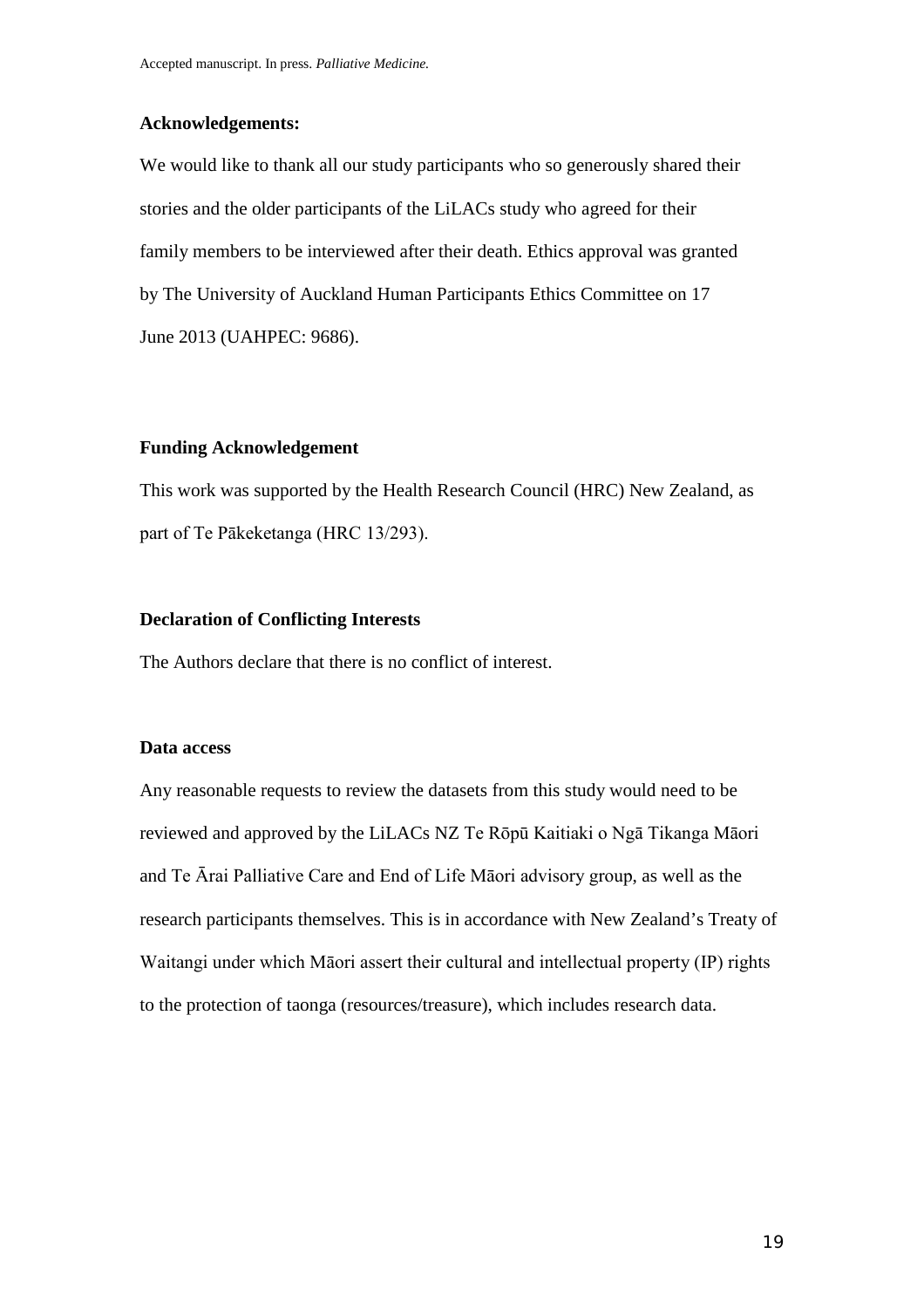**Acknowledgements:**

We would like to thank all our study participants who so generously shared their stories and the older participants of the LiLACs study who agreed for their family members to be interviewed after their death. Ethics approval was granted by The University of Auckland Human Participants Ethics Committee on 17 June 2013 (UAHPEC: 9686).

**Funding Acknowledgement**

This work was supported by the Health Research Council (HRC) New Zealand, as part of Te Pākeketanga (HRC 13/293).

**Declaration of Conflicting Interests**

The Authors declare that there is no conflict of interest.

**Data access**

Any reasonable requests to review the datasets from this study would need to be reviewed and approved by the LiLACs NZ Te Rōpū Kaitiaki o Ngā Tikanga Māori and Te Ārai Palliative Care and End of Life Māori advisory group, as well as the research participants themselves. This is in accordance with New Zealand's Treaty of Waitangi under which Māori assert their cultural and intellectual property (IP) rights to the protection of taonga (resources/treasure), which includes research data.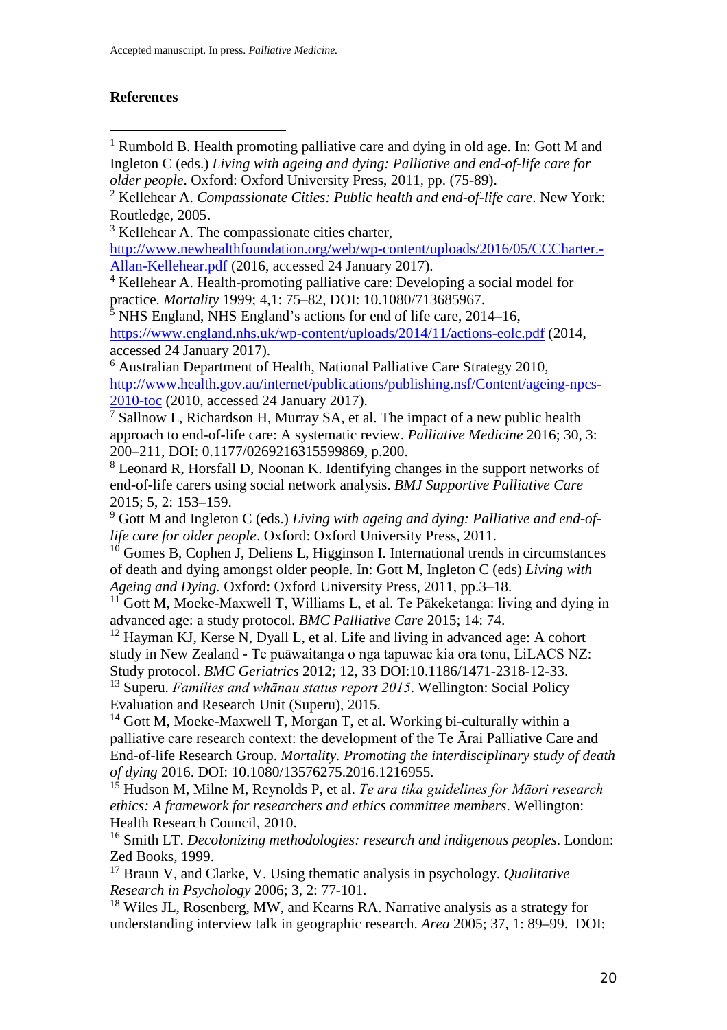**References**

[1] Rumbold B. Health promoting palliative care and dying in old age. In: Gott M and Ingleton C (eds.) *Living with ageing and dying: Palliative and end-of-life care for older people*. Oxford: Oxford University Press, 2011, pp. (75-89).

[2] Kellehear A. *Compassionate Cities: Public health and end-of-life care*. New York: Routledge, 2005.

[3] Kellehear A. The compassionate cities charter, http://www.newhealthfoundation.org/web/wp-content/uploads/2016/05/CCCharter.-Allan-Kellehear.pdf (2016, accessed 24 January 2017).

[4] Kellehear A. Health-promoting palliative care: Developing a social model for practice. *Mortality* 1999; 4,1: 75–82, DOI: 10.1080/713685967.

[5] NHS England, NHS England's actions for end of life care, 2014–16, https://www.england.nhs.uk/wp-content/uploads/2014/11/actions-eolc.pdf (2014, accessed 24 January 2017).

[6] Australian Department of Health, National Palliative Care Strategy 2010, http://www.health.gov.au/internet/publications/publishing.nsf/Content/ageing-npcs-2010-toc (2010, accessed 24 January 2017).

[7] Sallnow L, Richardson H, Murray SA, et al. The impact of a new public health approach to end-of-life care: A systematic review. *Palliative Medicine* 2016; 30, 3: 200–211, DOI: 0.1177/0269216315599869, p.200.

[8] Leonard R, Horsfall D, Noonan K. Identifying changes in the support networks of end-of-life carers using social network analysis. *BMJ Supportive Palliative Care* 2015; 5, 2: 153–159.

[9] Gott M and Ingleton C (eds.) *Living with ageing and dying: Palliative and end-of-life care for older people*. Oxford: Oxford University Press, 2011.

[10] Gomes B, Cophen J, Deliens L, Higginson I. International trends in circumstances of death and dying amongst older people. In: Gott M, Ingleton C (eds) *Living with Ageing and Dying.* Oxford: Oxford University Press, 2011, pp.3–18.

[11] Gott M, Moeke-Maxwell T, Williams L, et al. Te Pākeketanga: living and dying in advanced age: a study protocol. *BMC Palliative Care* 2015; 14: 74.

[12] Hayman KJ, Kerse N, Dyall L, et al. Life and living in advanced age: A cohort study in New Zealand - Te puāwaitanga o nga tapuwae kia ora tonu, LiLACS NZ: Study protocol. *BMC Geriatrics* 2012; 12, 33 DOI:10.1186/1471-2318-12-33.

[13] Superu. *Families and whānau status report 2015*. Wellington: Social Policy Evaluation and Research Unit (Superu), 2015.

[14] Gott M, Moeke-Maxwell T, Morgan T, et al. Working bi-culturally within a palliative care research context: the development of the Te Ārai Palliative Care and End-of-life Research Group. *Mortality. Promoting the interdisciplinary study of death of dying* 2016. DOI: 10.1080/13576275.2016.1216955.

[15] Hudson M, Milne M, Reynolds P, et al. *Te ara tika guidelines for Māori research ethics: A framework for researchers and ethics committee members*. Wellington: Health Research Council, 2010.

[16] Smith LT. *Decolonizing methodologies: research and indigenous peoples*. London: Zed Books, 1999.

[17] Braun V, and Clarke, V. Using thematic analysis in psychology. *Qualitative Research in Psychology* 2006; 3, 2: 77-101.

[18] Wiles JL, Rosenberg, MW, and Kearns RA. Narrative analysis as a strategy for understanding interview talk in geographic research. *Area* 2005; 37, 1: 89–99. DOI: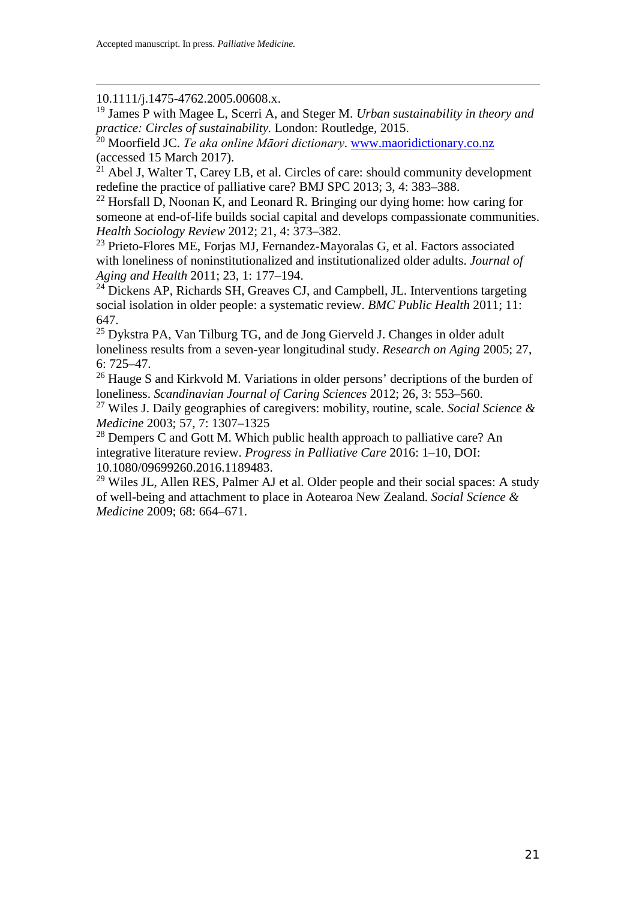10.1111/j.1475-4762.2005.00608.x.

[19] James P with Magee L, Scerri A, and Steger M. *Urban sustainability in theory and practice: Circles of sustainability.* London: Routledge, 2015.

[20] Moorfield JC. *Te aka online Māori dictionary*. www.maoridictionary.co.nz (accessed 15 March 2017).

[21] Abel J, Walter T, Carey LB, et al. Circles of care: should community development redefine the practice of palliative care? BMJ SPC 2013; 3, 4: 383–388.

[22] Horsfall D, Noonan K, and Leonard R. Bringing our dying home: how caring for someone at end-of-life builds social capital and develops compassionate communities. *Health Sociology Review* 2012; 21, 4: 373–382.

[23] Prieto-Flores ME, Forjas MJ, Fernandez-Mayoralas G, et al. Factors associated with loneliness of noninstitutionalized and institutionalized older adults. *Journal of Aging and Health* 2011; 23, 1: 177–194.

[24] Dickens AP, Richards SH, Greaves CJ, and Campbell, JL. Interventions targeting social isolation in older people: a systematic review. *BMC Public Health* 2011; 11: 647.

[25] Dykstra PA, Van Tilburg TG, and de Jong Gierveld J. Changes in older adult loneliness results from a seven-year longitudinal study. *Research on Aging* 2005; 27, 6: 725–47.

[26] Hauge S and Kirkvold M. Variations in older persons' decriptions of the burden of loneliness. *Scandinavian Journal of Caring Sciences* 2012; 26, 3: 553–560.

[27] Wiles J. Daily geographies of caregivers: mobility, routine, scale. *Social Science & Medicine* 2003; 57, 7: 1307–1325

[28] Dempers C and Gott M. Which public health approach to palliative care? An integrative literature review. *Progress in Palliative Care* 2016: 1–10, DOI: 10.1080/09699260.2016.1189483.

[29] Wiles JL, Allen RES, Palmer AJ et al. Older people and their social spaces: A study of well-being and attachment to place in Aotearoa New Zealand. *Social Science & Medicine* 2009; 68: 664–671.